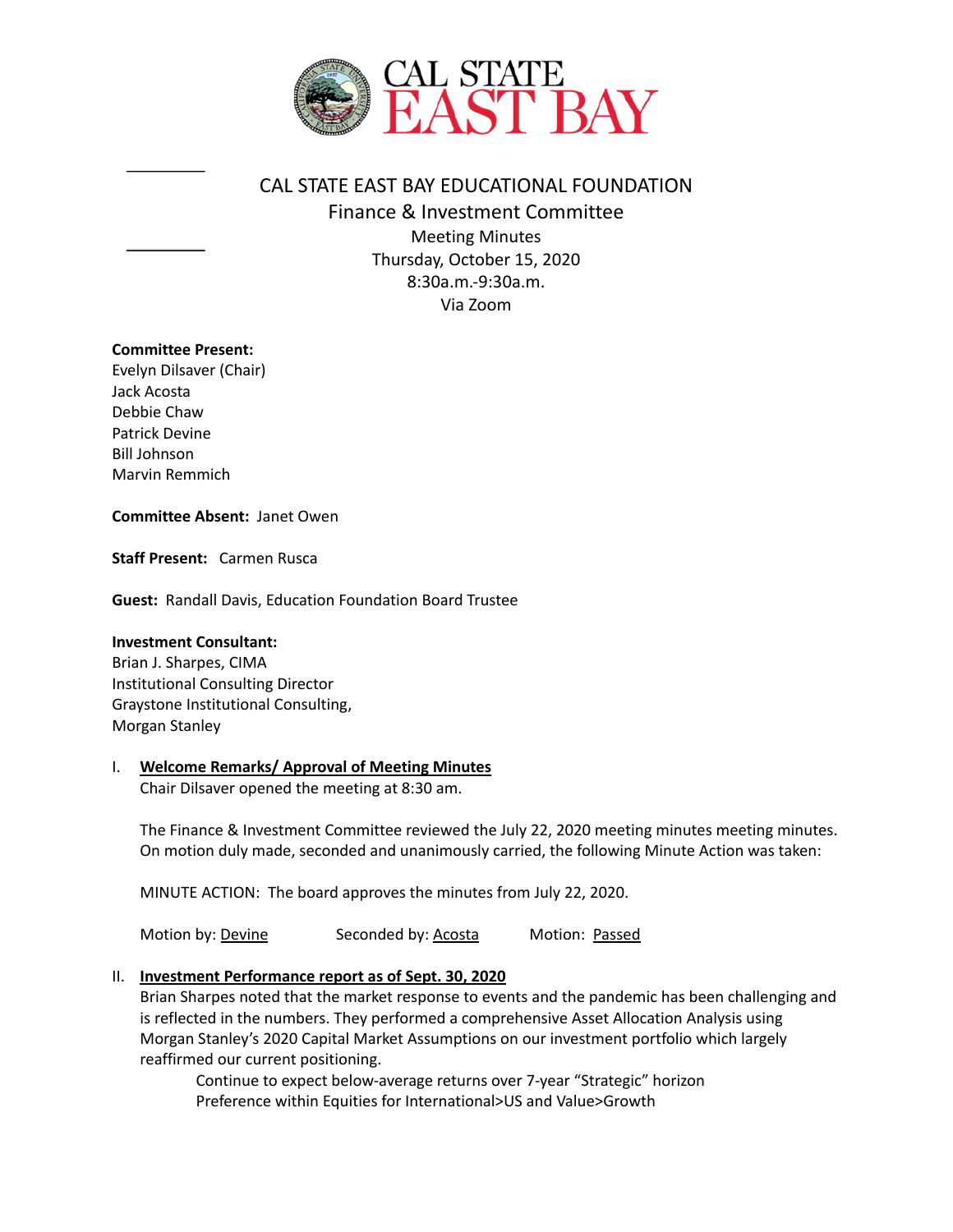# CAL STATE EAST BAY EDUCATIONAL FOUNDATION

## Finance & Investment Committee

Meeting Minutes
Thursday, October 15, 2020
8:30a.m.-9:30a.m.
Via Zoom

**Committee Present:**
Evelyn Dilsaver (Chair)
Jack Acosta
Debbie Chaw
Patrick Devine
Bill Johnson
Marvin Remmich

**Committee Absent:** Janet Owen

**Staff Present:** Carmen Rusca

**Guest:** Randall Davis, Education Foundation Board Trustee

**Investment Consultant:**
Brian J. Sharpes, CIMA
Institutional Consulting Director
Graystone Institutional Consulting,
Morgan Stanley

I. **Welcome Remarks/ Approval of Meeting Minutes**

Chair Dilsaver opened the meeting at 8:30 am.

The Finance & Investment Committee reviewed the July 22, 2020 meeting minutes meeting minutes. On motion duly made, seconded and unanimously carried, the following Minute Action was taken:

MINUTE ACTION: The board approves the minutes from July 22, 2020.

Motion by: Devine    Seconded by: Acosta    Motion: Passed

II. **Investment Performance report as of Sept. 30, 2020**

Brian Sharpes noted that the market response to events and the pandemic has been challenging and is reflected in the numbers. They performed a comprehensive Asset Allocation Analysis using Morgan Stanley's 2020 Capital Market Assumptions on our investment portfolio which largely reaffirmed our current positioning.

Continue to expect below-average returns over 7-year "Strategic" horizon
Preference within Equities for International>US and Value>Growth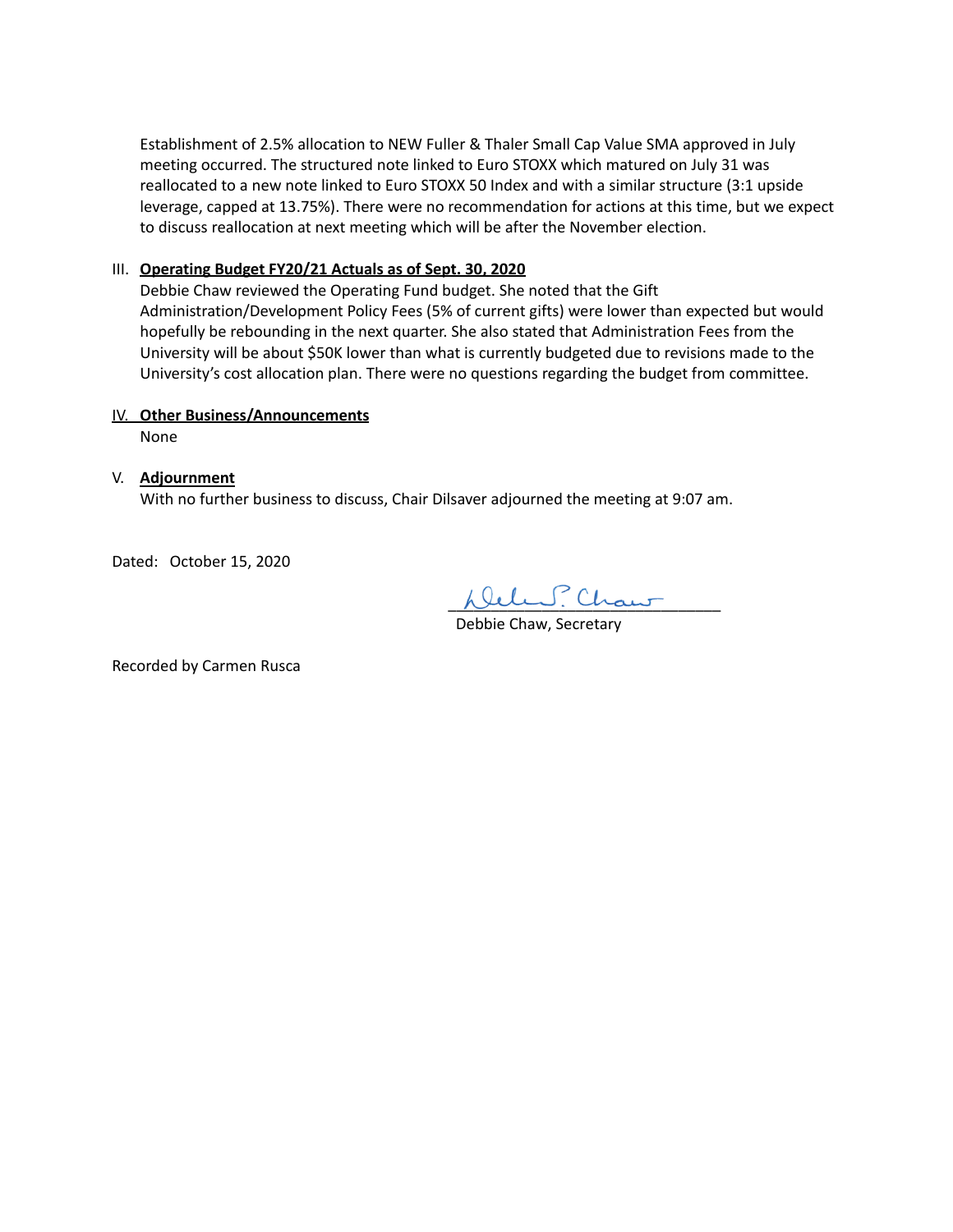Establishment of 2.5% allocation to NEW Fuller & Thaler Small Cap Value SMA approved in July meeting occurred. The structured note linked to Euro STOXX which matured on July 31 was reallocated to a new note linked to Euro STOXX 50 Index and with a similar structure (3:1 upside leverage, capped at 13.75%). There were no recommendation for actions at this time, but we expect to discuss reallocation at next meeting which will be after the November election.

III. **Operating Budget FY20/21 Actuals as of Sept. 30, 2020**

Debbie Chaw reviewed the Operating Fund budget. She noted that the Gift Administration/Development Policy Fees (5% of current gifts) were lower than expected but would hopefully be rebounding in the next quarter. She also stated that Administration Fees from the University will be about $50K lower than what is currently budgeted due to revisions made to the University's cost allocation plan. There were no questions regarding the budget from committee.

IV. **Other Business/Announcements**

None

V. **Adjournment**

With no further business to discuss, Chair Dilsaver adjourned the meeting at 9:07 am.

Dated: October 15, 2020

Debbie Chaw, Secretary

Recorded by Carmen Rusca